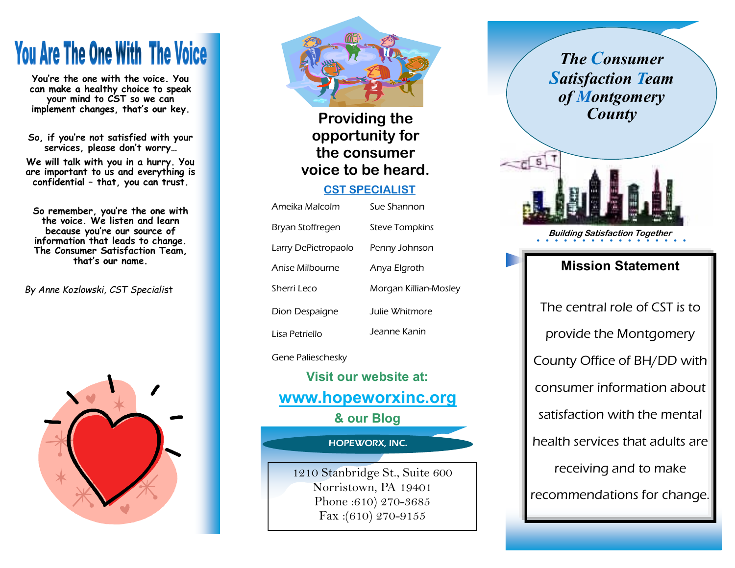# You Are The One With The Voice

You're the one with the voice. You can make a healthy choice to speak your mind to CST so we can implement changes, that's our key.

So, if you're not satisfied with your services, please don't worry…

We will talk with you in a hurry. You are important to us and everything is confidential – that, you can trust.

So remember, you're the one with the voice. We listen and learn because you're our source of information that leads to change. The Consumer Satisfaction Team, that's our name.

*By Anne Kozlowski, CST Specialist*

## Providing the opportunity for the consumer voice to be heard.

### CST SPECIALIST

| | |
|---|---|
| Ameika Malcolm | Sue Shannon |
| Bryan Stoffregen | Steve Tompkins |
| Larry DePietropaolo | Penny Johnson |
| Anise Milbourne | Anya Elgroth |
| Sherri Leco | Morgan Killian-Mosley |
| Dion Despaigne | Julie Whitmore |
| Lisa Petriello | Jeanne Kanin |
| Gene Palieschesky | |

**Visit our website at:**

**www.hopeworxinc.org**

**& our Blog**

HOPEWORX, INC.

1210 Stanbridge St., Suite 600
Norristown, PA 19401
Phone :610) 270-3685
Fax :(610) 270-9155

# *The Consumer Satisfaction Team of Montgomery County*

***Building Satisfaction Together***

## Mission Statement

The central role of CST is to provide the Montgomery County Office of BH/DD with consumer information about satisfaction with the mental health services that adults are receiving and to make recommendations for change.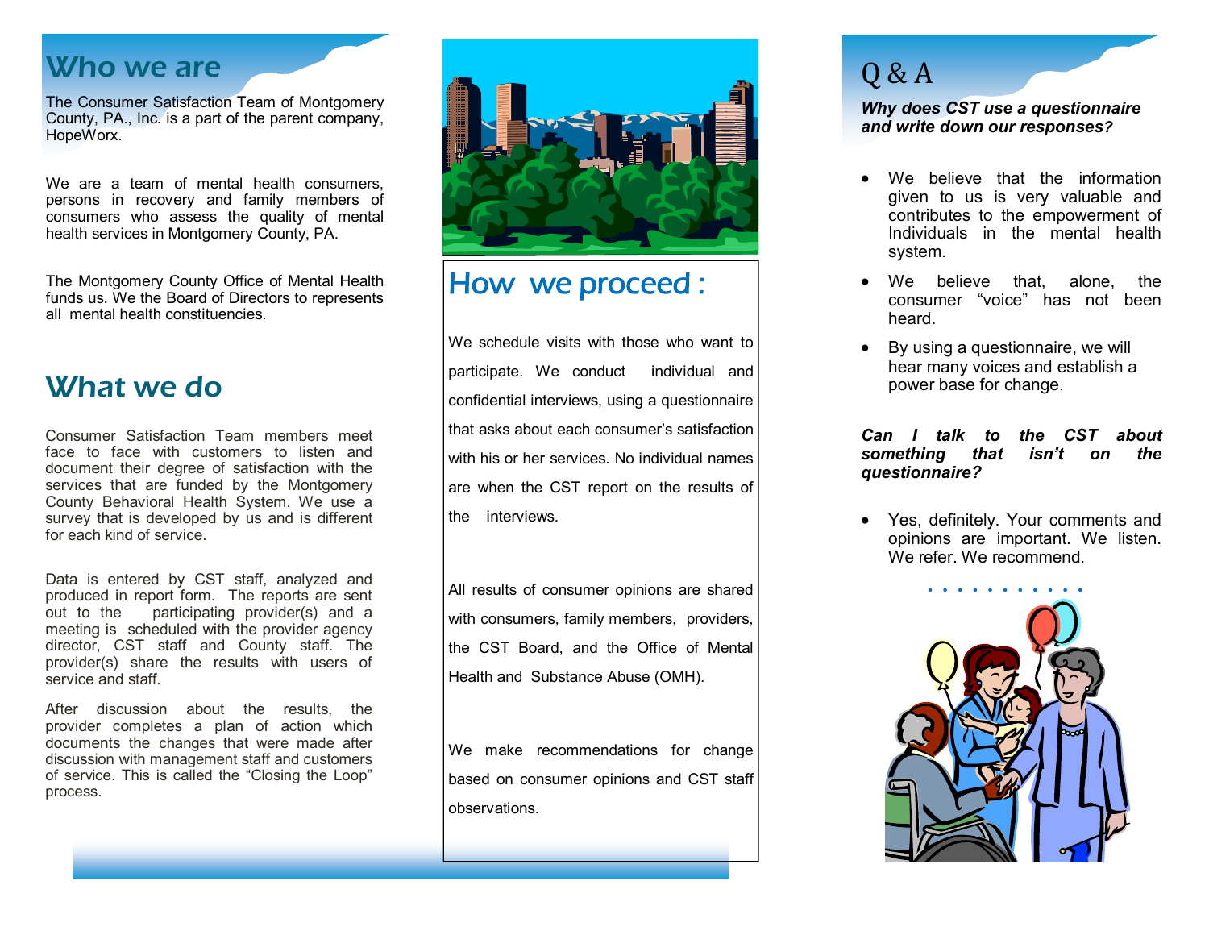## Who we are

The Consumer Satisfaction Team of Montgomery County, PA., Inc. is a part of the parent company, HopeWorx.

We are a team of mental health consumers, persons in recovery and family members of consumers who assess the quality of mental health services in Montgomery County, PA.

The Montgomery County Office of Mental Health funds us. We the Board of Directors to represents all mental health constituencies.

## What we do

Consumer Satisfaction Team members meet face to face with customers to listen and document their degree of satisfaction with the services that are funded by the Montgomery County Behavioral Health System. We use a survey that is developed by us and is different for each kind of service.

Data is entered by CST staff, analyzed and produced in report form. The reports are sent out to the participating provider(s) and a meeting is scheduled with the provider agency director, CST staff and County staff. The provider(s) share the results with users of service and staff.

After discussion about the results, the provider completes a plan of action which documents the changes that were made after discussion with management staff and customers of service. This is called the "Closing the Loop" process.

## How we proceed :

We schedule visits with those who want to participate. We conduct individual and confidential interviews, using a questionnaire that asks about each consumer's satisfaction with his or her services. No individual names are when the CST report on the results of the interviews.

All results of consumer opinions are shared with consumers, family members, providers, the CST Board, and the Office of Mental Health and Substance Abuse (OMH).

We make recommendations for change based on consumer opinions and CST staff observations.

## Q & A

***Why does CST use a questionnaire and write down our responses?***

- We believe that the information given to us is very valuable and contributes to the empowerment of Individuals in the mental health system.
- We believe that, alone, the consumer "voice" has not been heard.
- By using a questionnaire, we will hear many voices and establish a power base for change.

***Can I talk to the CST about something that isn't on the questionnaire?***

- Yes, definitely. Your comments and opinions are important. We listen. We refer. We recommend.